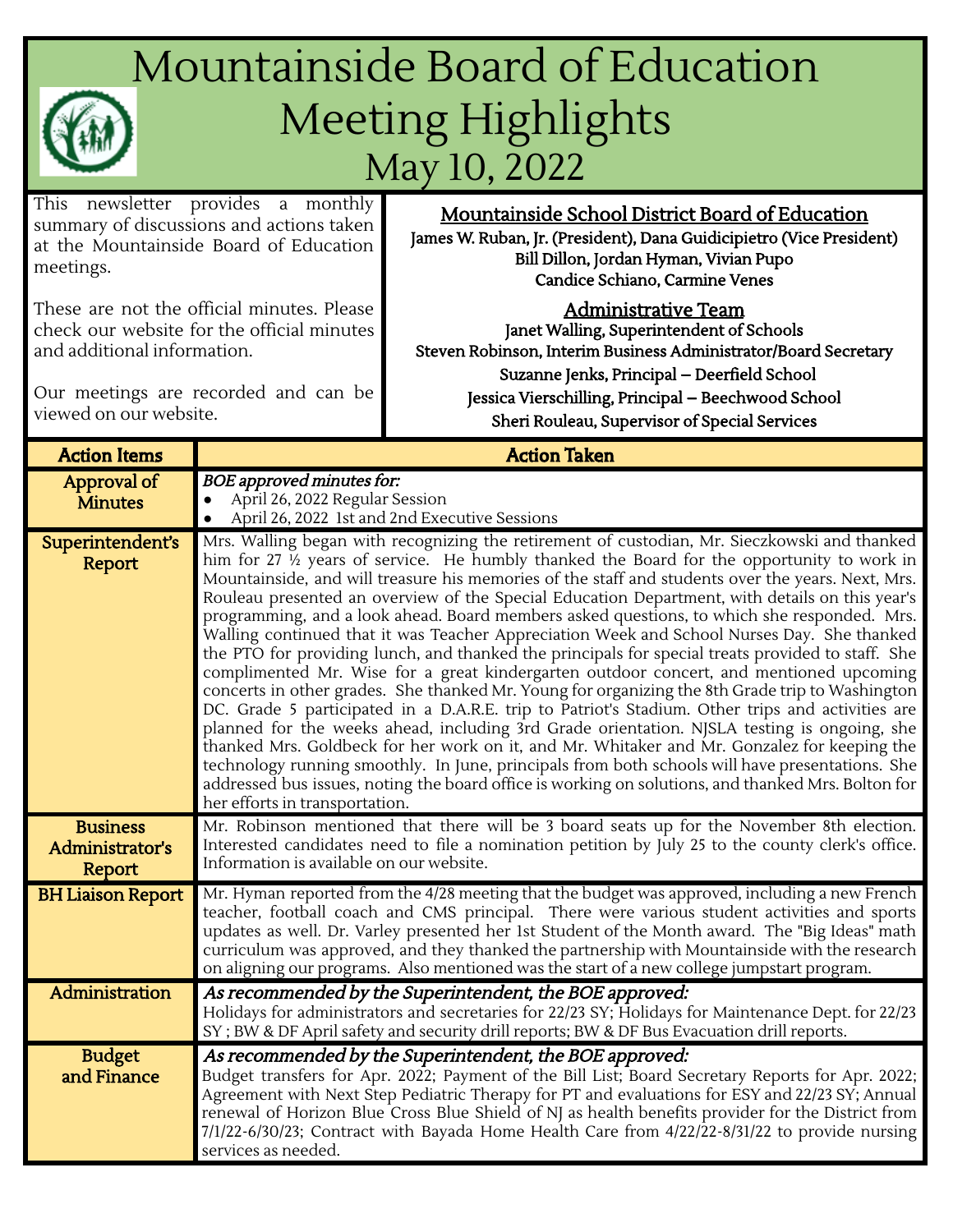# Mountainside Board of Education Meeting Highlights May 10, 2022

This newsletter provides a monthly summary of discussions and actions taken at the Mountainside Board of Education meetings.

These are not the official minutes. Please check our website for the official minutes and additional information.

Our meetings are recorded and can be viewed on our website.

## Mountainside School District Board of Education

**James W. Ruban, Jr. (President), Dana Guidicipietro (Vice President)**
**Bill Dillon, Jordan Hyman, Vivian Pupo**
**Candice Schiano, Carmine Venes**

## Administrative Team

**Janet Walling, Superintendent of Schools**
**Steven Robinson, Interim Business Administrator/Board Secretary**
**Suzanne Jenks, Principal – Deerfield School**
**Jessica Vierschilling, Principal – Beechwood School**
**Sheri Rouleau, Supervisor of Special Services**

| Action Items | Action Taken |
|---|---|
| Approval of Minutes | *BOE approved minutes for:*<br>• April 26, 2022 Regular Session<br>• April 26, 2022 1st and 2nd Executive Sessions |
| Superintendent's Report | Mrs. Walling began with recognizing the retirement of custodian, Mr. Sieczkowski and thanked him for 27 ½ years of service. He humbly thanked the Board for the opportunity to work in Mountainside, and will treasure his memories of the staff and students over the years. Next, Mrs. Rouleau presented an overview of the Special Education Department, with details on this year's programming, and a look ahead. Board members asked questions, to which she responded. Mrs. Walling continued that it was Teacher Appreciation Week and School Nurses Day. She thanked the PTO for providing lunch, and thanked the principals for special treats provided to staff. She complimented Mr. Wise for a great kindergarten outdoor concert, and mentioned upcoming concerts in other grades. She thanked Mr. Young for organizing the 8th Grade trip to Washington DC. Grade 5 participated in a D.A.R.E. trip to Patriot's Stadium. Other trips and activities are planned for the weeks ahead, including 3rd Grade orientation. NJSLA testing is ongoing, she thanked Mrs. Goldbeck for her work on it, and Mr. Whitaker and Mr. Gonzalez for keeping the technology running smoothly. In June, principals from both schools will have presentations. She addressed bus issues, noting the board office is working on solutions, and thanked Mrs. Bolton for her efforts in transportation. |
| Business Administrator's Report | Mr. Robinson mentioned that there will be 3 board seats up for the November 8th election. Interested candidates need to file a nomination petition by July 25 to the county clerk's office. Information is available on our website. |
| BH Liaison Report | Mr. Hyman reported from the 4/28 meeting that the budget was approved, including a new French teacher, football coach and CMS principal. There were various student activities and sports updates as well. Dr. Varley presented her 1st Student of the Month award. The "Big Ideas" math curriculum was approved, and they thanked the partnership with Mountainside with the research on aligning our programs. Also mentioned was the start of a new college jumpstart program. |
| Administration | *As recommended by the Superintendent, the BOE approved:*<br>Holidays for administrators and secretaries for 22/23 SY; Holidays for Maintenance Dept. for 22/23 SY ; BW & DF April safety and security drill reports; BW & DF Bus Evacuation drill reports. |
| Budget and Finance | *As recommended by the Superintendent, the BOE approved:*<br>Budget transfers for Apr. 2022; Payment of the Bill List; Board Secretary Reports for Apr. 2022; Agreement with Next Step Pediatric Therapy for PT and evaluations for ESY and 22/23 SY; Annual renewal of Horizon Blue Cross Blue Shield of NJ as health benefits provider for the District from 7/1/22-6/30/23; Contract with Bayada Home Health Care from 4/22/22-8/31/22 to provide nursing services as needed. |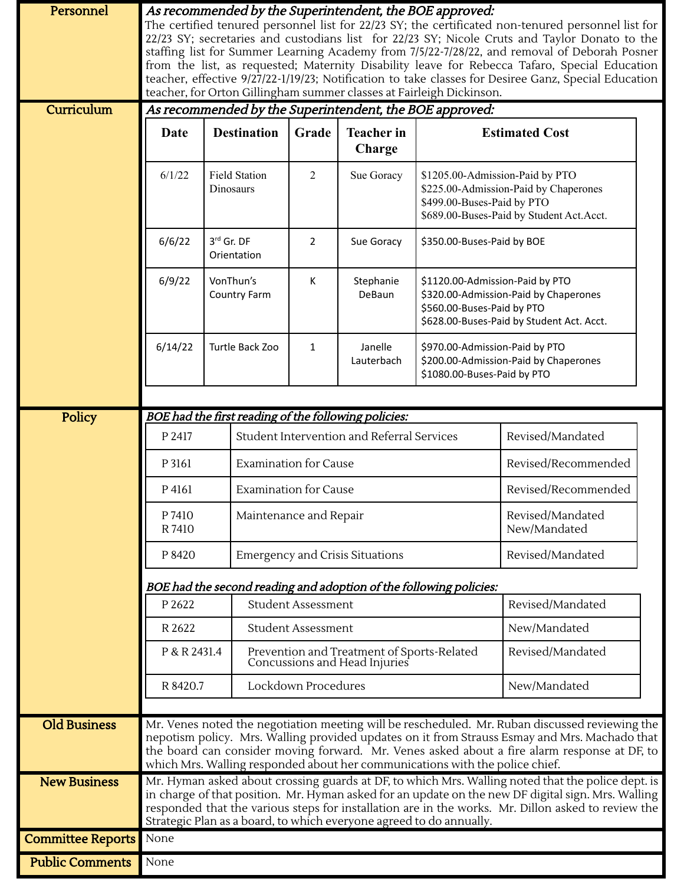**Personnel**

*As recommended by the Superintendent, the BOE approved:*
The certified tenured personnel list for 22/23 SY; the certificated non-tenured personnel list for 22/23 SY; secretaries and custodians list from 22/23 SY; Nicole Cruts and Taylor Donato to the staffing list for Summer Learning Academy from 7/5/22-7/28/22, and removal of Deborah Posner from the list, as requested; Maternity Disability leave for Rebecca Tafaro, Special Education teacher, effective 9/27/22-1/19/23; Notification to take classes for Desiree Ganz, Special Education teacher, for Orton Gillingham summer classes at Fairleigh Dickinson.

**Curriculum**

*As recommended by the Superintendent, the BOE approved:*

| Date | Destination | Grade | Teacher in Charge | Estimated Cost |
|---|---|---|---|---|
| 6/1/22 | Field Station Dinosaurs | 2 | Sue Goracy | $1205.00-Admission-Paid by PTO<br>$225.00-Admission-Paid by Chaperones<br>$499.00-Buses-Paid by PTO<br>$689.00-Buses-Paid by Student Act.Acct. |
| 6/6/22 | 3rd Gr. DF Orientation | 2 | Sue Goracy | $350.00-Buses-Paid by BOE |
| 6/9/22 | VonThun's Country Farm | K | Stephanie DeBaun | $1120.00-Admission-Paid by PTO<br>$320.00-Admission-Paid by Chaperones<br>$560.00-Buses-Paid by PTO<br>$628.00-Buses-Paid by Student Act. Acct. |
| 6/14/22 | Turtle Back Zoo | 1 | Janelle Lauterbach | $970.00-Admission-Paid by PTO<br>$200.00-Admission-Paid by Chaperones<br>$1080.00-Buses-Paid by PTO |

**Policy**

*BOE had the first reading of the following policies:*

| | | |
|---|---|---|
| P 2417 | Student Intervention and Referral Services | Revised/Mandated |
| P 3161 | Examination for Cause | Revised/Recommended |
| P 4161 | Examination for Cause | Revised/Recommended |
| P 7410<br>R 7410 | Maintenance and Repair | Revised/Mandated<br>New/Mandated |
| P 8420 | Emergency and Crisis Situations | Revised/Mandated |

*BOE had the second reading and adoption of the following policies:*

| | | |
|---|---|---|
| P 2622 | Student Assessment | Revised/Mandated |
| R 2622 | Student Assessment | New/Mandated |
| P & R 2431.4 | Prevention and Treatment of Sports-Related Concussions and Head Injuries | Revised/Mandated |
| R 8420.7 | Lockdown Procedures | New/Mandated |

**Old Business**

Mr. Venes noted the negotiation meeting will be rescheduled. Mr. Ruban discussed reviewing the nepotism policy. Mrs. Walling provided updates on it from Strauss Esmay and Mrs. Machado that the board can consider moving forward. Mr. Venes asked about a fire alarm response at DF, to which Mrs. Walling responded about her communications with the police chief.

**New Business**

Mr. Hyman asked about crossing guards at DF, to which Mrs. Walling noted that the police dept. is in charge of that position. Mr. Hyman asked for an update on the new DF digital sign. Mrs. Walling responded that the various steps for installation are in the works. Mr. Dillon asked to review the Strategic Plan as a board, to which everyone agreed to do annually.

**Committee Reports**

None

**Public Comments**

None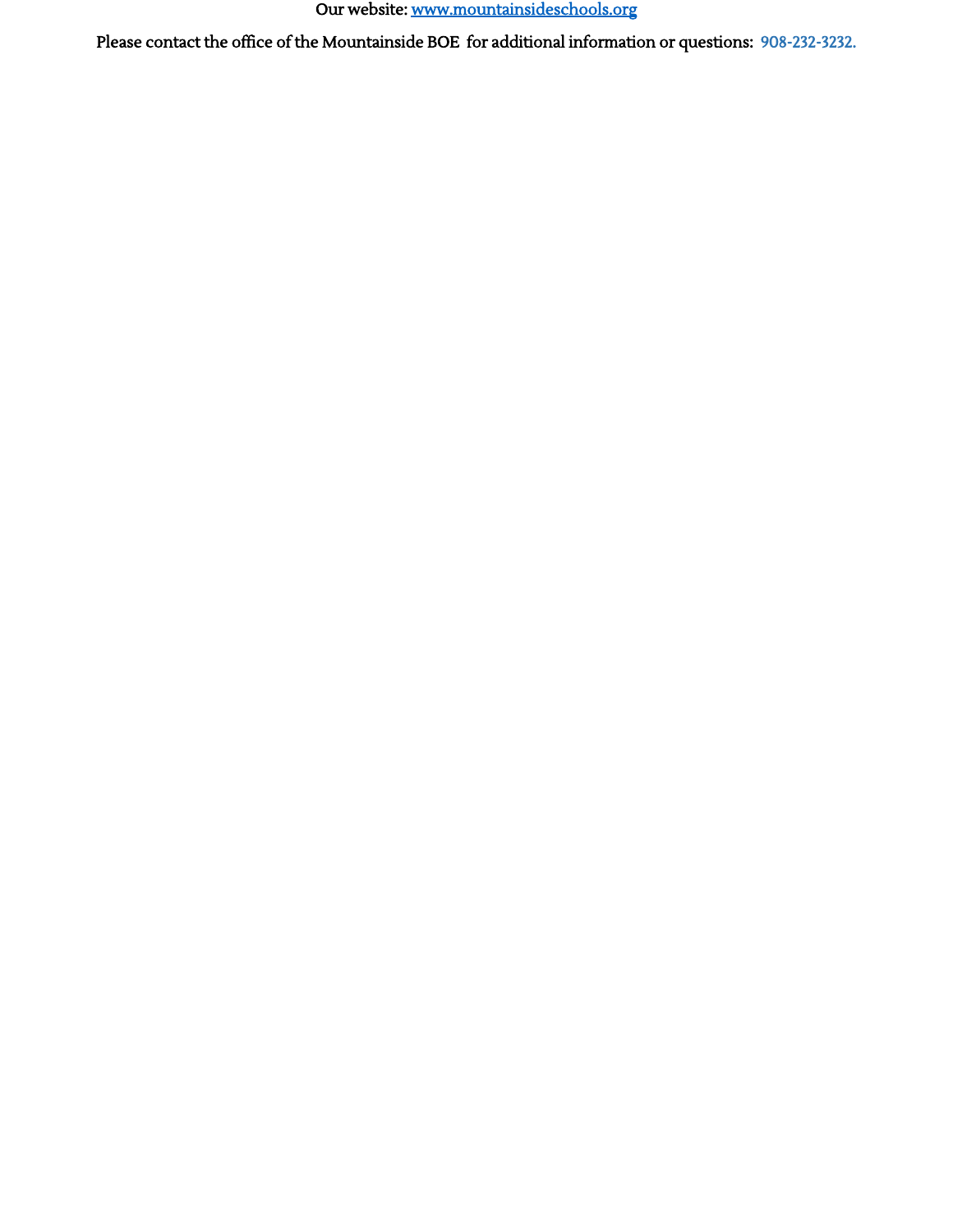Our website: www.mountainsideschools.org

Please contact the office of the Mountainside BOE for additional information or questions: **908-232-3232.**